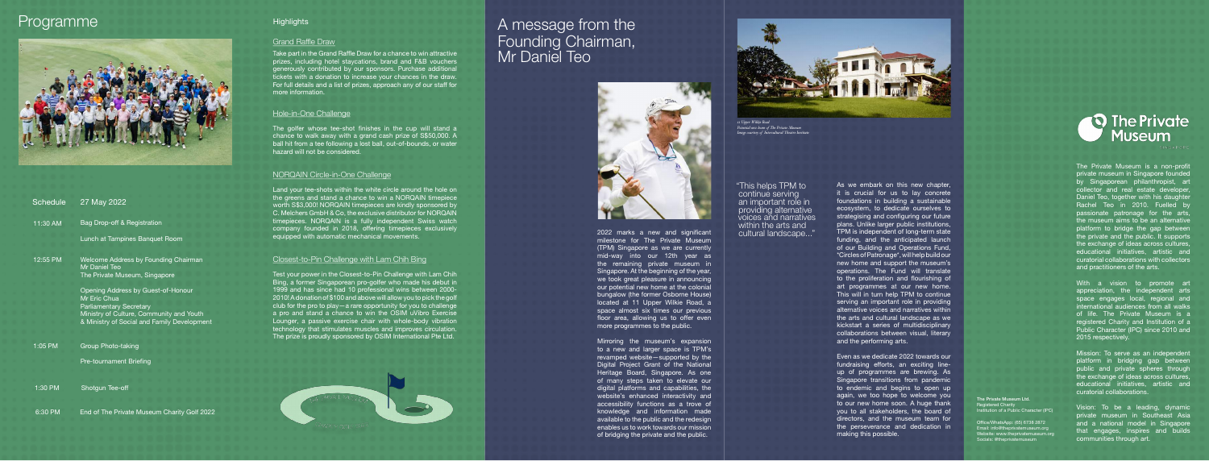# Programme

| Schedule | 27 May 2022 |
|---|---|
| 11:30 AM | Bag Drop-off & Registration<br>Lunch at Tampines Banquet Room |
| 12:55 PM | Welcome Address by Founding Chairman<br>Mr Daniel Teo<br>The Private Museum, Singapore<br><br>Opening Address by Guest-of-Honour<br>Mr Eric Chua<br>Parliamentary Secretary<br>Ministry of Culture, Community and Youth<br>& Ministry of Social and Family Development |
| 1:05 PM | Group Photo-taking<br>Pre-tournament Briefing |
| 1:30 PM | Shotgun Tee-off |
| 6:30 PM | End of The Private Museum Charity Golf 2022 |

## Highlights

### Grand Raffle Draw

Take part in the Grand Raffle Draw for a chance to win attractive prizes, including hotel staycations, brand and F&B vouchers generously contributed by our sponsors. Purchase additional tickets with a donation to increase your chances in the draw. For full details and a list of prizes, approach any of our staff for more information.

### Hole-in-One Challenge

The golfer whose tee-shot finishes in the cup will stand a chance to walk away with a grand cash prize of S$50,000. A ball hit from a tee following a lost ball, out-of-bounds, or water hazard will not be considered.

### NORQAIN Circle-in-One Challenge

Land your tee-shots within the white circle around the hole on the greens and stand a chance to win a NORQAIN timepiece worth S$3,000! NORQAIN timepieces are kindly sponsored by C. Melchers GmbH & Co. the exclusive distributor for NORQAIN timepieces. NORQAIN is a fully independent Swiss watch company founded in 2018, offering timepieces exclusively equipped with automatic mechanical movements.

### Closest-to-Pin Challenge with Lam Chih Bing

Test your power in the Closest-to-Pin Challenge with Lam Chih Bing, a former Singaporean pro-golfer who made his debut in 1999 and has since had 10 professional wins between 2000-2010! A donation of $100 and above will allow you to pick the golf club for the pro to play—a rare opportunity for you to challenge a pro and stand a chance to win the OSIM uVibro Exercise Lounger, a passive exercise chair with whole-body vibration technology that stimulates muscles and improves circulation. The prize is proudly sponsored by OSIM International Pte Ltd.

# A message from the Founding Chairman, Mr Daniel Teo

"This helps TPM to continue serving an important role in providing alternative voices and narratives within the arts and cultural landscape..."

2022 marks a new and significant milestone for The Private Museum (TPM) Singapore as we are currently mid-way into our 12th year as the remaining private museum in Singapore. At the beginning of the year, we took great pleasure in announcing our potential new home at the colonial bungalow (the former Osborne House) located at 11 Upper Wilkie Road, a space almost six times our previous floor area, allowing us to offer even more programmes to the public.

Mirroring the museum's expansion to a new and larger space is TPM's revamped website—supported by the Digital Project Grant of the National Heritage Board, Singapore. As one of many steps taken to elevate our digital platforms and capabilities, the website's enhanced interactivity and accessibility functions as a trove of knowledge and information made available to the public and the redesign enables us to work towards our mission of bridging the private and the public.

*11 Upper Wilkie Road*
*Potential new home of The Private Museum*
*Image courtesy of Intercultural Theatre Institute*

As we embark on this new chapter, it is crucial for us to lay concrete foundations in building a sustainable ecosystem, to dedicate ourselves to strategising and configuring our future plans. Unlike larger public institutions, TPM is independent of long-term state funding, and the anticipated launch of our Building and Operations Fund, "Circles of Patronage", will help build our new home and support the museum's operations. The Fund will translate to the proliferation and flourishing of art programmes at our new home. This will in turn help TPM to continue serving an important role in providing alternative voices and narratives within the arts and cultural landscape as we kickstart a series of multidisciplinary collaborations between visual, literary and the performing arts.

Even as we dedicate 2022 towards our fundraising efforts, an exciting line-up of programmes are brewing. As Singapore transitions from pandemic to endemic and begins to open up again, we too hope to welcome you to our new home soon. A huge thank you to all stakeholders, the board of directors, and the museum team for the perseverance and dedication in making this possible.

**The Private Museum Ltd.**
Registered Charity
Institution of a Public Character (IPC)

Office/WhatsApp: (65) 6738 2872
Email: info@theprivatemuseum.org
Website: www.theprivatemuseum.org
Socials: @theprivatemuseum

The Private Museum

The Private Museum is a non-profit private museum in Singapore founded by Singaporean philanthropist, art collector and real estate developer, Daniel Teo, together with his daughter Rachel Teo in 2010. Fuelled by passionate patronage for the arts, the museum aims to be an alternative platform to bridge the gap between the private and the public. It supports the exchange of ideas across cultures, educational initiatives, artistic and curatorial collaborations with collectors and practitioners of the arts.

With a vision to promote art appreciation, the independent arts space engages local, regional and international audiences from all walks of life. The Private Museum is a registered Charity and Institution of a Public Character (IPC) since 2010 and 2015 respectively.

Mission: To serve as an independent platform in bridging gap between public and private spheres through the exchange of ideas across cultures, educational initiatives, artistic and curatorial collaborations.

Vision: To be a leading, dynamic private museum in Southeast Asia and a national model in Singapore that engages, inspires and builds communities through art.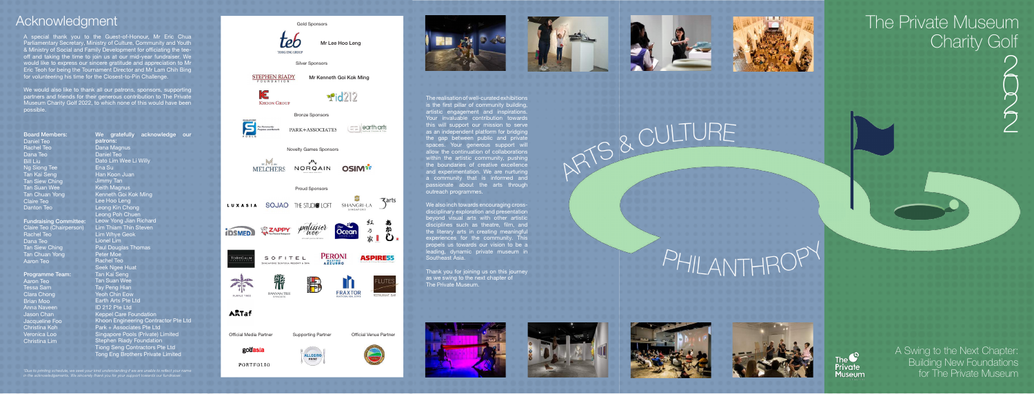# Acknowledgment

A special thank you to the Guest-of-Honour, Mr Eric Chua Parliamentary Secretary, Ministry of Culture, Community and Youth & Ministry of Social and Family Development for officiating the tee-off and taking the time to join us at our mid-year fundraiser. We would like to express our sincere gratitude and appreciation to Mr Eric Teoh for being the Tournament Director and Mr Lam Chih Bing for volunteering his time for the Closest-to-Pin Challenge.

We would also like to thank all our patrons, sponsors, supporting partners and friends for their generous contribution to The Private Museum Charity Golf 2022, to which none of this would have been possible.

**Board Members:**
Daniel Teo
Rachel Teo
Dana Teo
Bill Liu
Ng Siong Tee
Tan Kai Seng
Tan Siew Ching
Tan Suan Wee
Tan Chuan Yong
Claire Teo
Danton Teo

**Fundraising Committee:**
Claire Teo (Chairperson)
Rachel Teo
Dana Teo
Tan Siew Ching
Tan Chuan Yong
Aaron Teo

**Programme Team:**
Aaron Teo
Tessa Sam
Clara Chong
Brian Moo
Anna Naveen
Jason Chan
Jacqueline Foo
Christina Koh
Veronica Loo
Christina Lim

**We gratefully acknowledge our patrons:**
Dana Magnus
Daniel Teo
Dato Lim Wee Li Willy
Ena Su
Han Koon Juan
Jimmy Tan
Keith Magnus
Kenneth Goi Kok Ming
Lee Hoo Leng
Leong Kin Chong
Leong Poh Chuen
Leow Yong Jian Richard
Lim Thiam Thin Steven
Lim Whye Geok
Lionel Lim
Paul Douglas Thomas
Peter Moe
Rachel Teo
Seek Ngee Huat
Tan Kai Seng
Tan Suan Wee
Tay Peng Hian
Yeoh Chin Eow
Earth Arts Pte Ltd
ID 212 Pte Ltd
Keppel Care Foundation
Khoon Engineering Contractor Pte Ltd
Park + Associates Pte Ltd
Singapore Pools (Private) Limited
Stephen Riady Foundation
Tiong Seng Contractors Pte Ltd
Tong Eng Brothers Private Limited

*Due to printing schedule, we seek your kind understanding if we are unable to reflect your name in the acknowledgements. We sincerely thank you for your support towards our fundraiser.*

**Gold Sponsors**

Tong Eng Group — Mr Lee Hoo Leng

**Silver Sponsors**

Stephen Riady Foundation — Mr Kenneth Goi Kok Ming

Khoon Group — id212

**Bronze Sponsors**

Singapore Pools — Park + Associates — earth arts

**Novelty Games Sponsors**

Melchers — Norqain — OSIM

**Proud Sponsors**

Luxasia — Sojao — The Studio Loft — Shangri-La Singapore — 3arts

iDSMED — Zappy — Patissier Woo — Ocean — 紅乃家

Torrgalm — Sofitel Singapore Sentosa Resort & Spa — Peroni Nastro Azzurro — Aspire55

Purple Tree — Banyan Tree — Fraxtor — Flutes Restaurant Bar

ARTaf

**Official Media Partner**

golfasia

Portfolio

**Supporting Partner**

Allegro Print

**Official Venue Partner**

The realisation of well-curated exhibitions is the first pillar of community building, artistic engagement and inspirations. Your invaluable contribution towards this will support our mission to serve as an independent platform for bridging the gap between public and private spaces. Your generous support will allow the continuation of collaborations within the artistic community, pushing the boundaries of creative excellence and experimentation. We are nurturing a community that is informed and passionate about the arts through outreach programmes.

We also inch towards encouraging cross-disciplinary exploration and presentation beyond visual arts with other artistic disciplines such as theatre, film, and the literary arts in creating meaningful experiences for the community. This propels us towards our vision to be a leading, dynamic private museum in Southeast Asia.

Thank you for joining us on this journey as we swing to the next chapter of The Private Museum.

ARTS & CULTURE

PHILANTHROPY

# The Private Museum Charity Golf 2022

A Swing to the Next Chapter: Building New Foundations for The Private Museum

The Private Museum